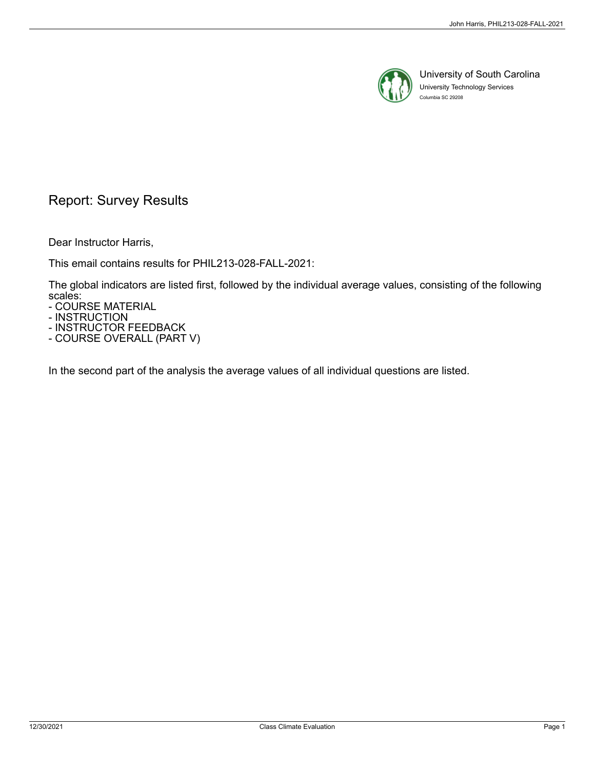University of South Carolina
University Technology Services
Columbia SC 29208

# Report: Survey Results

Dear Instructor Harris,

This email contains results for PHIL213-028-FALL-2021:

The global indicators are listed first, followed by the individual average values, consisting of the following scales:
- COURSE MATERIAL
- INSTRUCTION
- INSTRUCTOR FEEDBACK
- COURSE OVERALL (PART V)

In the second part of the analysis the average values of all individual questions are listed.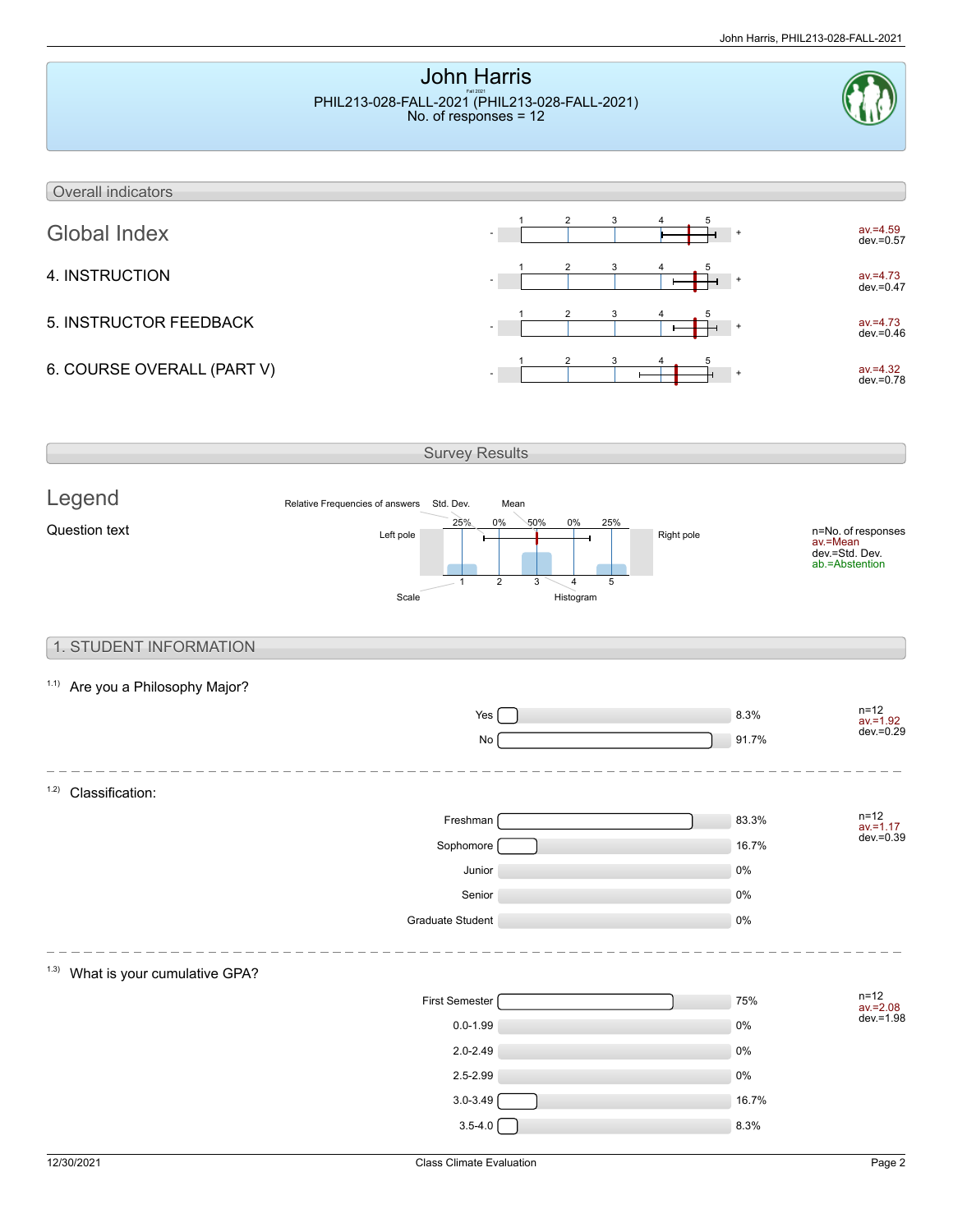# John Harris

Fall 2021

PHIL213-028-FALL-2021 (PHIL213-028-FALL-2021)
No. of responses = 12

## Overall indicators

| Indicator | Scale | Values |
|---|---|---|
| Global Index | - 1 2 3 4 5 + | av.=4.59 dev.=0.57 |
| 4. INSTRUCTION | - 1 2 3 4 5 + | av.=4.73 dev.=0.47 |
| 5. INSTRUCTOR FEEDBACK | - 1 2 3 4 5 + | av.=4.73 dev.=0.46 |
| 6. COURSE OVERALL (PART V) | - 1 2 3 4 5 + | av.=4.32 dev.=0.78 |

## Survey Results

### Legend

Question text

Relative Frequencies of answers, Std. Dev., Mean

25% 0% 50% 0% 25%

Left pole — Scale 1 2 3 4 5 — Right pole

Histogram

n=No. of responses
av.=Mean
dev.=Std. Dev.
ab.=Abstention

## 1. STUDENT INFORMATION

1.1) Are you a Philosophy Major?

| Answer | Percentage |
|---|---|
| Yes | 8.3% |
| No | 91.7% |

n=12
av.=1.92
dev.=0.29

1.2) Classification:

| Answer | Percentage |
|---|---|
| Freshman | 83.3% |
| Sophomore | 16.7% |
| Junior | 0% |
| Senior | 0% |
| Graduate Student | 0% |

n=12
av.=1.17
dev.=0.39

1.3) What is your cumulative GPA?

| Answer | Percentage |
|---|---|
| First Semester | 75% |
| 0.0-1.99 | 0% |
| 2.0-2.49 | 0% |
| 2.5-2.99 | 0% |
| 3.0-3.49 | 16.7% |
| 3.5-4.0 | 8.3% |

n=12
av.=2.08
dev.=1.98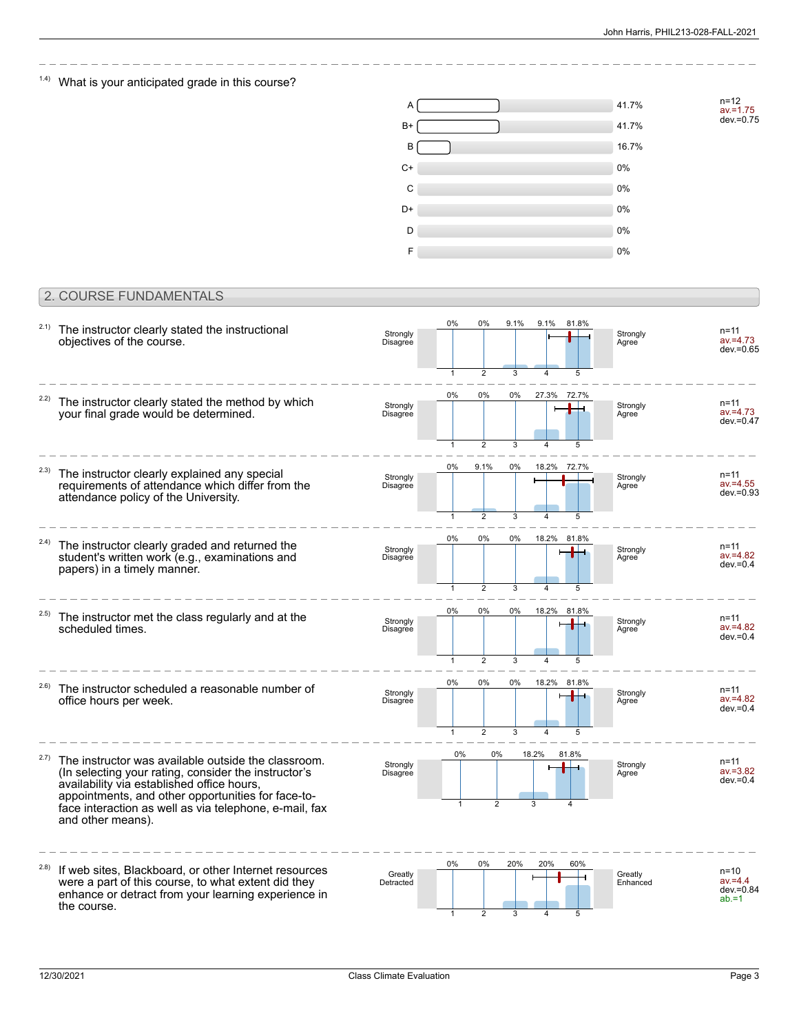1.4) What is your anticipated grade in this course?

| Grade | Percentage |
| --- | --- |
| A | 41.7% |
| B+ | 41.7% |
| B | 16.7% |
| C+ | 0% |
| C | 0% |
| D+ | 0% |
| D | 0% |
| F | 0% |

n=12
av.=1.75
dev.=0.75

## 2. COURSE FUNDAMENTALS

2.1) The instructor clearly stated the instructional objectives of the course.

| Strongly Disagree | 1 | 2 | 3 | 4 | 5 | Strongly Agree |
| --- | --- | --- | --- | --- | --- | --- |
| | 0% | 0% | 9.1% | 9.1% | 81.8% | |

n=11
av.=4.73
dev.=0.65

2.2) The instructor clearly stated the method by which your final grade would be determined.

| Strongly Disagree | 1 | 2 | 3 | 4 | 5 | Strongly Agree |
| --- | --- | --- | --- | --- | --- | --- |
| | 0% | 0% | 0% | 27.3% | 72.7% | |

n=11
av.=4.73
dev.=0.47

2.3) The instructor clearly explained any special requirements of attendance which differ from the attendance policy of the University.

| Strongly Disagree | 1 | 2 | 3 | 4 | 5 | Strongly Agree |
| --- | --- | --- | --- | --- | --- | --- |
| | 0% | 9.1% | 0% | 18.2% | 72.7% | |

n=11
av.=4.55
dev.=0.93

2.4) The instructor clearly graded and returned the student's written work (e.g., examinations and papers) in a timely manner.

| Strongly Disagree | 1 | 2 | 3 | 4 | 5 | Strongly Agree |
| --- | --- | --- | --- | --- | --- | --- |
| | 0% | 0% | 0% | 18.2% | 81.8% | |

n=11
av.=4.82
dev.=0.4

2.5) The instructor met the class regularly and at the scheduled times.

| Strongly Disagree | 1 | 2 | 3 | 4 | 5 | Strongly Agree |
| --- | --- | --- | --- | --- | --- | --- |
| | 0% | 0% | 0% | 18.2% | 81.8% | |

n=11
av.=4.82
dev.=0.4

2.6) The instructor scheduled a reasonable number of office hours per week.

| Strongly Disagree | 1 | 2 | 3 | 4 | 5 | Strongly Agree |
| --- | --- | --- | --- | --- | --- | --- |
| | 0% | 0% | 0% | 18.2% | 81.8% | |

n=11
av.=4.82
dev.=0.4

2.7) The instructor was available outside the classroom. (In selecting your rating, consider the instructor's availability via established office hours, appointments, and other opportunities for face-to-face interaction as well as via telephone, e-mail, fax and other means).

| Strongly Disagree | 1 | 2 | 3 | 4 | Strongly Agree |
| --- | --- | --- | --- | --- | --- |
| | 0% | 0% | 18.2% | 81.8% | |

n=11
av.=3.82
dev.=0.4

2.8) If web sites, Blackboard, or other Internet resources were a part of this course, to what extent did they enhance or detract from your learning experience in the course.

| Greatly Detracted | 1 | 2 | 3 | 4 | 5 | Greatly Enhanced |
| --- | --- | --- | --- | --- | --- | --- |
| | 0% | 0% | 20% | 20% | 60% | |

n=10
av.=4.4
dev.=0.84
ab.=1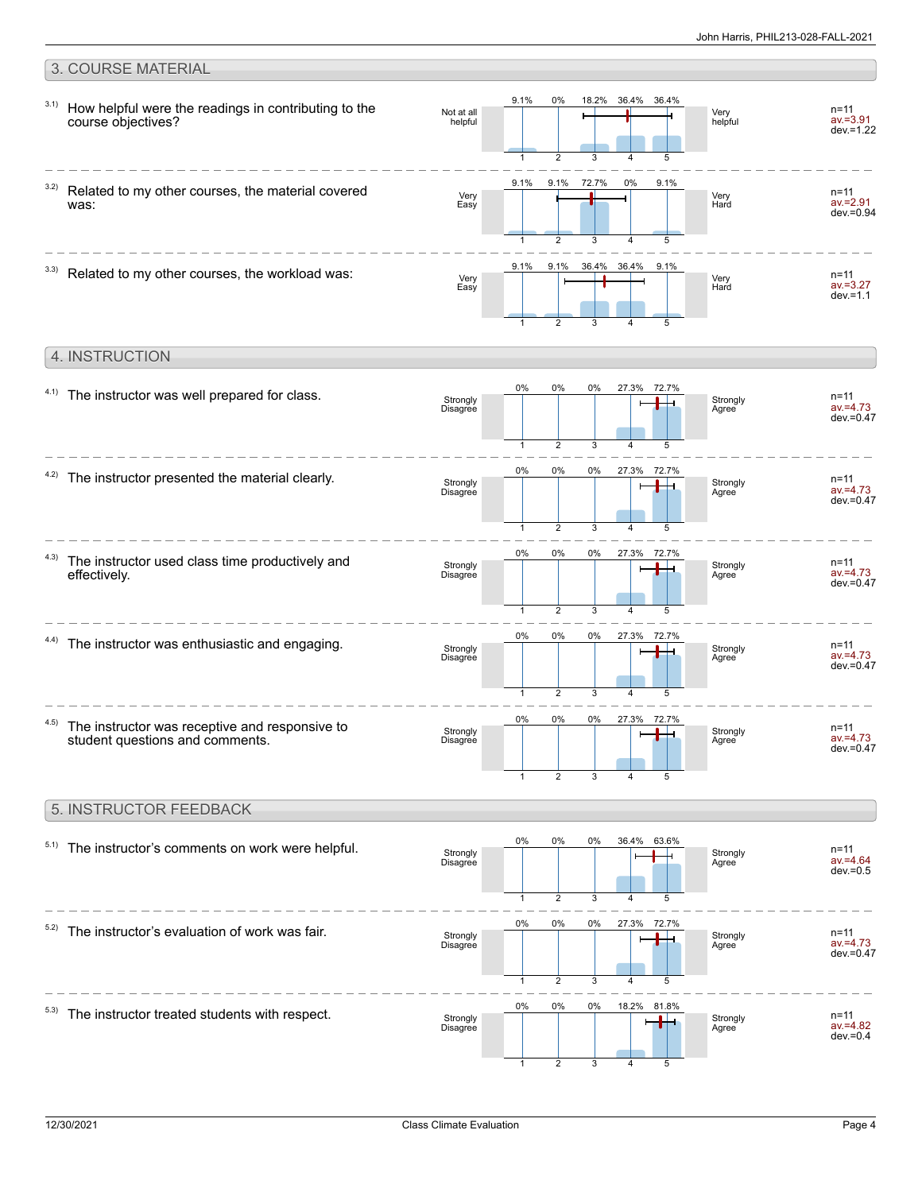## 3. COURSE MATERIAL

3.1) How helpful were the readings in contributing to the course objectives?

| Not at all helpful | 1 | 2 | 3 | 4 | 5 | Very helpful | |
|---|---|---|---|---|---|---|---|
| | 9.1% | 0% | 18.2% | 36.4% | 36.4% | | n=11 av.=3.91 dev.=1.22 |

3.2) Related to my other courses, the material covered was:

| Very Easy | 1 | 2 | 3 | 4 | 5 | Very Hard | |
|---|---|---|---|---|---|---|---|
| | 9.1% | 9.1% | 72.7% | 0% | 9.1% | | n=11 av.=2.91 dev.=0.94 |

3.3) Related to my other courses, the workload was:

| Very Easy | 1 | 2 | 3 | 4 | 5 | Very Hard | |
|---|---|---|---|---|---|---|---|
| | 9.1% | 9.1% | 36.4% | 36.4% | 9.1% | | n=11 av.=3.27 dev.=1.1 |

## 4. INSTRUCTION

4.1) The instructor was well prepared for class.

| Strongly Disagree | 1 | 2 | 3 | 4 | 5 | Strongly Agree | |
|---|---|---|---|---|---|---|---|
| | 0% | 0% | 0% | 27.3% | 72.7% | | n=11 av.=4.73 dev.=0.47 |

4.2) The instructor presented the material clearly.

| Strongly Disagree | 1 | 2 | 3 | 4 | 5 | Strongly Agree | |
|---|---|---|---|---|---|---|---|
| | 0% | 0% | 0% | 27.3% | 72.7% | | n=11 av.=4.73 dev.=0.47 |

4.3) The instructor used class time productively and effectively.

| Strongly Disagree | 1 | 2 | 3 | 4 | 5 | Strongly Agree | |
|---|---|---|---|---|---|---|---|
| | 0% | 0% | 0% | 27.3% | 72.7% | | n=11 av.=4.73 dev.=0.47 |

4.4) The instructor was enthusiastic and engaging.

| Strongly Disagree | 1 | 2 | 3 | 4 | 5 | Strongly Agree | |
|---|---|---|---|---|---|---|---|
| | 0% | 0% | 0% | 27.3% | 72.7% | | n=11 av.=4.73 dev.=0.47 |

4.5) The instructor was receptive and responsive to student questions and comments.

| Strongly Disagree | 1 | 2 | 3 | 4 | 5 | Strongly Agree | |
|---|---|---|---|---|---|---|---|
| | 0% | 0% | 0% | 27.3% | 72.7% | | n=11 av.=4.73 dev.=0.47 |

## 5. INSTRUCTOR FEEDBACK

5.1) The instructor's comments on work were helpful.

| Strongly Disagree | 1 | 2 | 3 | 4 | 5 | Strongly Agree | |
|---|---|---|---|---|---|---|---|
| | 0% | 0% | 0% | 36.4% | 63.6% | | n=11 av.=4.64 dev.=0.5 |

5.2) The instructor's evaluation of work was fair.

| Strongly Disagree | 1 | 2 | 3 | 4 | 5 | Strongly Agree | |
|---|---|---|---|---|---|---|---|
| | 0% | 0% | 0% | 27.3% | 72.7% | | n=11 av.=4.73 dev.=0.47 |

5.3) The instructor treated students with respect.

| Strongly Disagree | 1 | 2 | 3 | 4 | 5 | Strongly Agree | |
|---|---|---|---|---|---|---|---|
| | 0% | 0% | 0% | 18.2% | 81.8% | | n=11 av.=4.82 dev.=0.4 |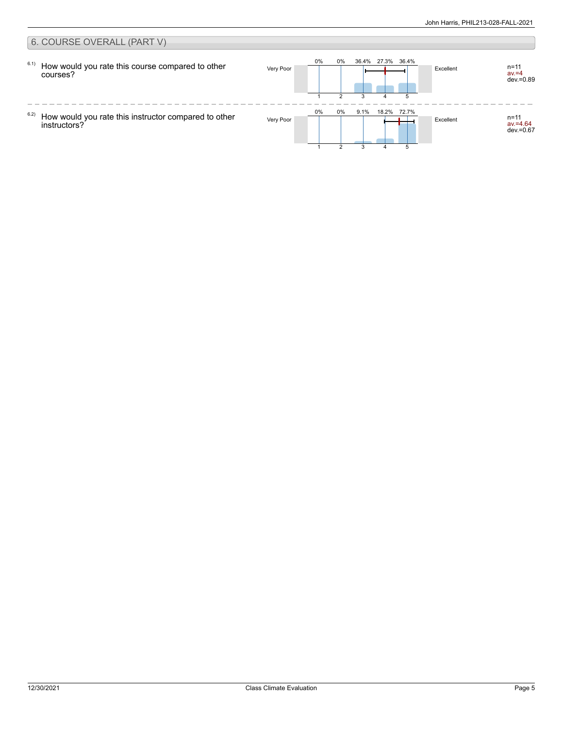## 6. COURSE OVERALL (PART V)

6.1) How would you rate this course compared to other courses?

| | 1 | 2 | 3 | 4 | 5 | |
|---|---|---|---|---|---|---|
| Very Poor | 0% | 0% | 36.4% | 27.3% | 36.4% | Excellent |

n=11
av.=4
dev.=0.89

6.2) How would you rate this instructor compared to other instructors?

| | 1 | 2 | 3 | 4 | 5 | |
|---|---|---|---|---|---|---|
| Very Poor | 0% | 0% | 9.1% | 18.2% | 72.7% | Excellent |

n=11
av.=4.64
dev.=0.67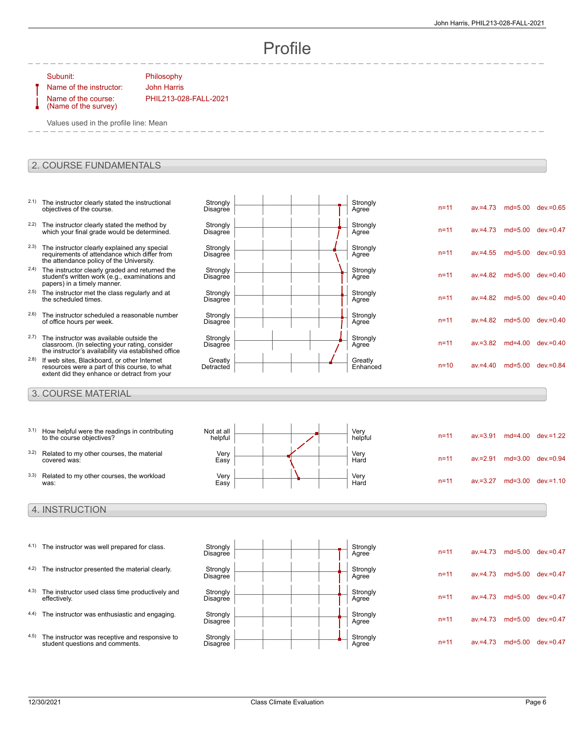# Profile

| | |
|---|---|
| Subunit: | Philosophy |
| Name of the instructor: | John Harris |
| Name of the course: (Name of the survey) | PHIL213-028-FALL-2021 |

Values used in the profile line: Mean

## 2. COURSE FUNDAMENTALS

| | Item | Left pole | Right pole | n | av. | md | dev. |
|---|---|---|---|---|---|---|---|
| 2.1) | The instructor clearly stated the instructional objectives of the course. | Strongly Disagree | Strongly Agree | n=11 | av.=4.73 | md=5.00 | dev.=0.65 |
| 2.2) | The instructor clearly stated the method by which your final grade would be determined. | Strongly Disagree | Strongly Agree | n=11 | av.=4.73 | md=5.00 | dev.=0.47 |
| 2.3) | The instructor clearly explained any special requirements of attendance which differ from the attendance policy of the University. | Strongly Disagree | Strongly Agree | n=11 | av.=4.55 | md=5.00 | dev.=0.93 |
| 2.4) | The instructor clearly graded and returned the student's written work (e.g., examinations and papers) in a timely manner. | Strongly Disagree | Strongly Agree | n=11 | av.=4.82 | md=5.00 | dev.=0.40 |
| 2.5) | The instructor met the class regularly and at the scheduled times. | Strongly Disagree | Strongly Agree | n=11 | av.=4.82 | md=5.00 | dev.=0.40 |
| 2.6) | The instructor scheduled a reasonable number of office hours per week. | Strongly Disagree | Strongly Agree | n=11 | av.=4.82 | md=5.00 | dev.=0.40 |
| 2.7) | The instructor was available outside the classroom. (In selecting your rating, consider the instructor's availability via established office | Strongly Disagree | Strongly Agree | n=11 | av.=3.82 | md=4.00 | dev.=0.40 |
| 2.8) | If web sites, Blackboard, or other Internet resources were a part of this course, to what extent did they enhance or detract from your | Greatly Detracted | Greatly Enhanced | n=10 | av.=4.40 | md=5.00 | dev.=0.84 |

## 3. COURSE MATERIAL

| | Item | Left pole | Right pole | n | av. | md | dev. |
|---|---|---|---|---|---|---|---|
| 3.1) | How helpful were the readings in contributing to the course objectives? | Not at all helpful | Very helpful | n=11 | av.=3.91 | md=4.00 | dev.=1.22 |
| 3.2) | Related to my other courses, the material covered was: | Very Easy | Very Hard | n=11 | av.=2.91 | md=3.00 | dev.=0.94 |
| 3.3) | Related to my other courses, the workload was: | Very Easy | Very Hard | n=11 | av.=3.27 | md=3.00 | dev.=1.10 |

## 4. INSTRUCTION

| | Item | Left pole | Right pole | n | av. | md | dev. |
|---|---|---|---|---|---|---|---|
| 4.1) | The instructor was well prepared for class. | Strongly Disagree | Strongly Agree | n=11 | av.=4.73 | md=5.00 | dev.=0.47 |
| 4.2) | The instructor presented the material clearly. | Strongly Disagree | Strongly Agree | n=11 | av.=4.73 | md=5.00 | dev.=0.47 |
| 4.3) | The instructor used class time productively and effectively. | Strongly Disagree | Strongly Agree | n=11 | av.=4.73 | md=5.00 | dev.=0.47 |
| 4.4) | The instructor was enthusiastic and engaging. | Strongly Disagree | Strongly Agree | n=11 | av.=4.73 | md=5.00 | dev.=0.47 |
| 4.5) | The instructor was receptive and responsive to student questions and comments. | Strongly Disagree | Strongly Agree | n=11 | av.=4.73 | md=5.00 | dev.=0.47 |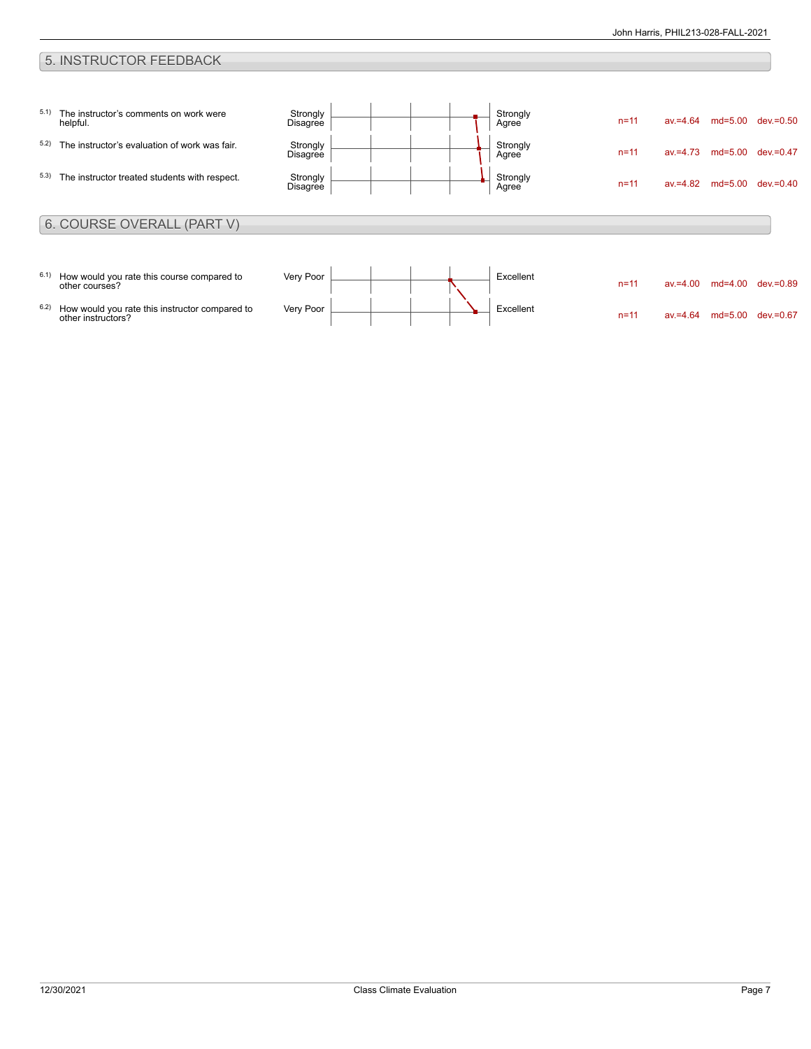## 5. INSTRUCTOR FEEDBACK

| # | Question | Left pole | Right pole | n | av. | md | dev. |
|---|---|---|---|---|---|---|---|
| 5.1) | The instructor's comments on work were helpful. | Strongly Disagree | Strongly Agree | n=11 | av.=4.64 | md=5.00 | dev.=0.50 |
| 5.2) | The instructor's evaluation of work was fair. | Strongly Disagree | Strongly Agree | n=11 | av.=4.73 | md=5.00 | dev.=0.47 |
| 5.3) | The instructor treated students with respect. | Strongly Disagree | Strongly Agree | n=11 | av.=4.82 | md=5.00 | dev.=0.40 |

## 6. COURSE OVERALL (PART V)

| # | Question | Left pole | Right pole | n | av. | md | dev. |
|---|---|---|---|---|---|---|---|
| 6.1) | How would you rate this course compared to other courses? | Very Poor | Excellent | n=11 | av.=4.00 | md=4.00 | dev.=0.89 |
| 6.2) | How would you rate this instructor compared to other instructors? | Very Poor | Excellent | n=11 | av.=4.64 | md=5.00 | dev.=0.67 |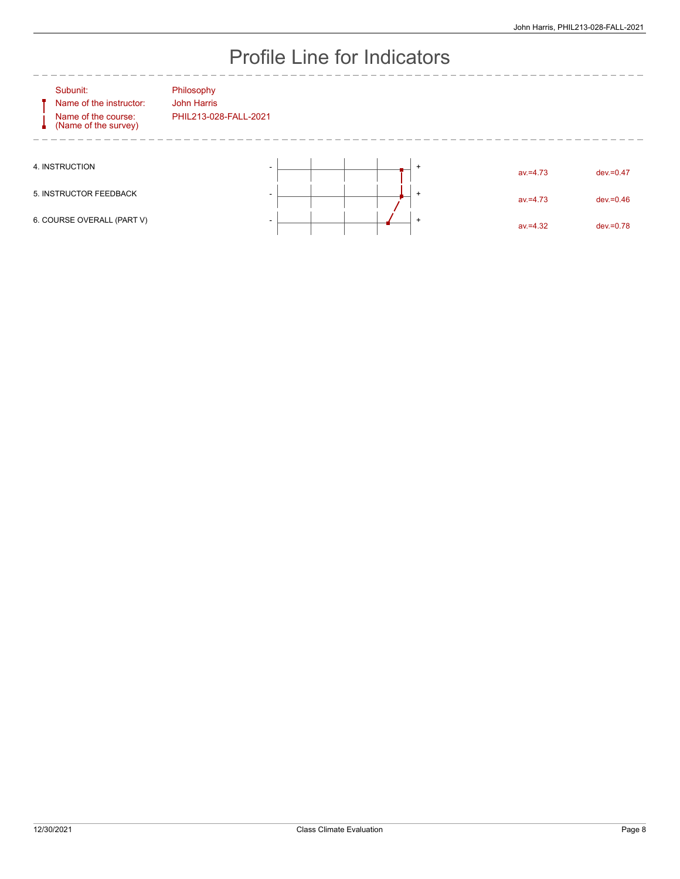# Profile Line for Indicators

| | |
|---|---|
| Subunit: | Philosophy |
| Name of the instructor: | John Harris |
| Name of the course: (Name of the survey) | PHIL213-028-FALL-2021 |

| Indicator | av. | dev. |
|---|---|---|
| 4. INSTRUCTION | av.=4.73 | dev.=0.47 |
| 5. INSTRUCTOR FEEDBACK | av.=4.73 | dev.=0.46 |
| 6. COURSE OVERALL (PART V) | av.=4.32 | dev.=0.78 |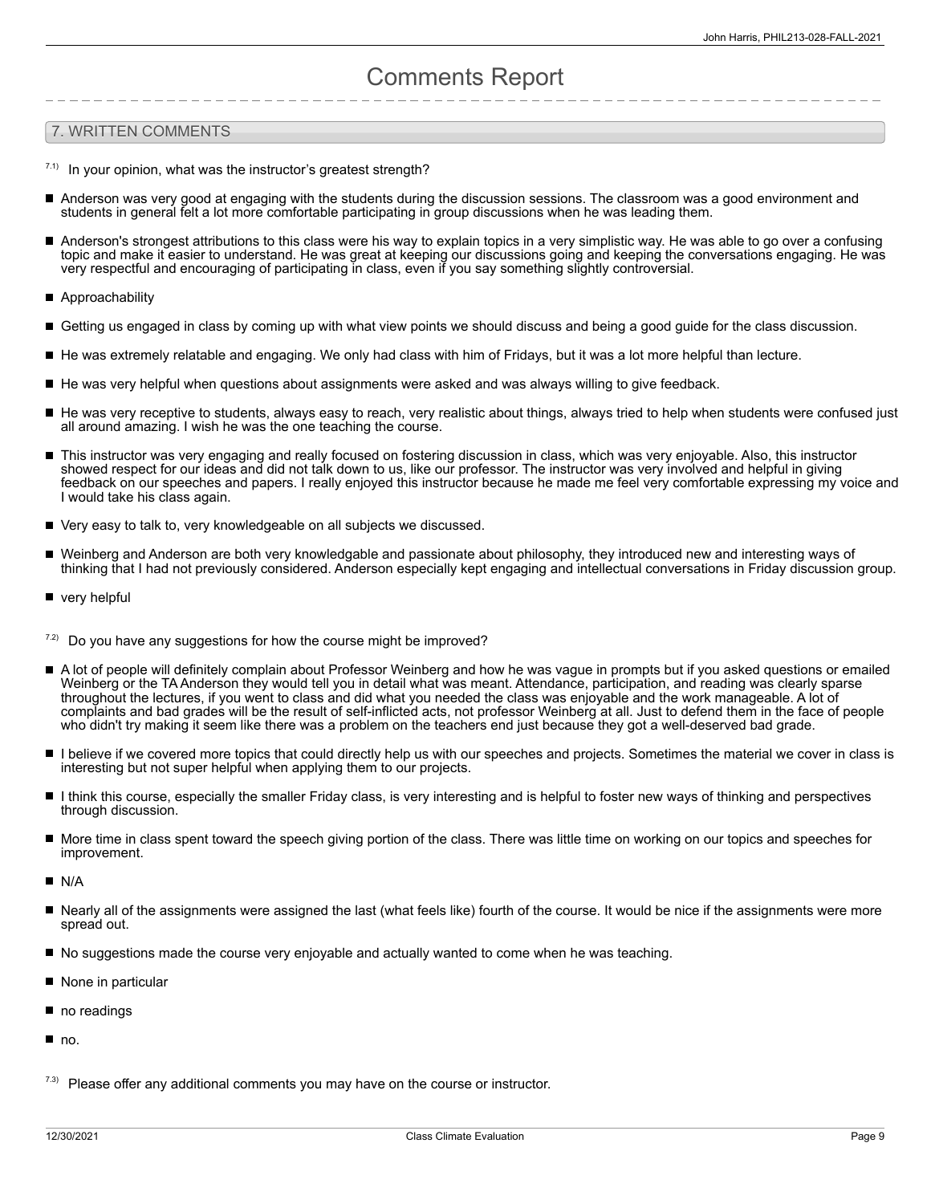# Comments Report

## 7. WRITTEN COMMENTS

7.1) In your opinion, what was the instructor's greatest strength?

- Anderson was very good at engaging with the students during the discussion sessions. The classroom was a good environment and students in general felt a lot more comfortable participating in group discussions when he was leading them.
- Anderson's strongest attributions to this class were his way to explain topics in a very simplistic way. He was able to go over a confusing topic and make it easier to understand. He was great at keeping our discussions going and keeping the conversations engaging. He was very respectful and encouraging of participating in class, even if you say something slightly controversial.
- Approachability
- Getting us engaged in class by coming up with what view points we should discuss and being a good guide for the class discussion.
- He was extremely relatable and engaging. We only had class with him of Fridays, but it was a lot more helpful than lecture.
- He was very helpful when questions about assignments were asked and was always willing to give feedback.
- He was very receptive to students, always easy to reach, very realistic about things, always tried to help when students were confused just all around amazing. I wish he was the one teaching the course.
- This instructor was very engaging and really focused on fostering discussion in class, which was very enjoyable. Also, this instructor showed respect for our ideas and did not talk down to us, like our professor. The instructor was very involved and helpful in giving feedback on our speeches and papers. I really enjoyed this instructor because he made me feel very comfortable expressing my voice and I would take his class again.
- Very easy to talk to, very knowledgeable on all subjects we discussed.
- Weinberg and Anderson are both very knowledgable and passionate about philosophy, they introduced new and interesting ways of thinking that I had not previously considered. Anderson especially kept engaging and intellectual conversations in Friday discussion group.
- very helpful

7.2) Do you have any suggestions for how the course might be improved?

- A lot of people will definitely complain about Professor Weinberg and how he was vague in prompts but if you asked questions or emailed Weinberg or the TA Anderson they would tell you in detail what was meant. Attendance, participation, and reading was clearly sparse throughout the lectures, if you went to class and did what you needed the class was enjoyable and the work manageable. A lot of complaints and bad grades will be the result of self-inflicted acts, not professor Weinberg at all. Just to defend them in the face of people who didn't try making it seem like there was a problem on the teachers end just because they got a well-deserved bad grade.
- I believe if we covered more topics that could directly help us with our speeches and projects. Sometimes the material we cover in class is interesting but not super helpful when applying them to our projects.
- I think this course, especially the smaller Friday class, is very interesting and is helpful to foster new ways of thinking and perspectives through discussion.
- More time in class spent toward the speech giving portion of the class. There was little time on working on our topics and speeches for improvement.
- N/A
- Nearly all of the assignments were assigned the last (what feels like) fourth of the course. It would be nice if the assignments were more spread out.
- No suggestions made the course very enjoyable and actually wanted to come when he was teaching.
- None in particular
- no readings
- no.

7.3) Please offer any additional comments you may have on the course or instructor.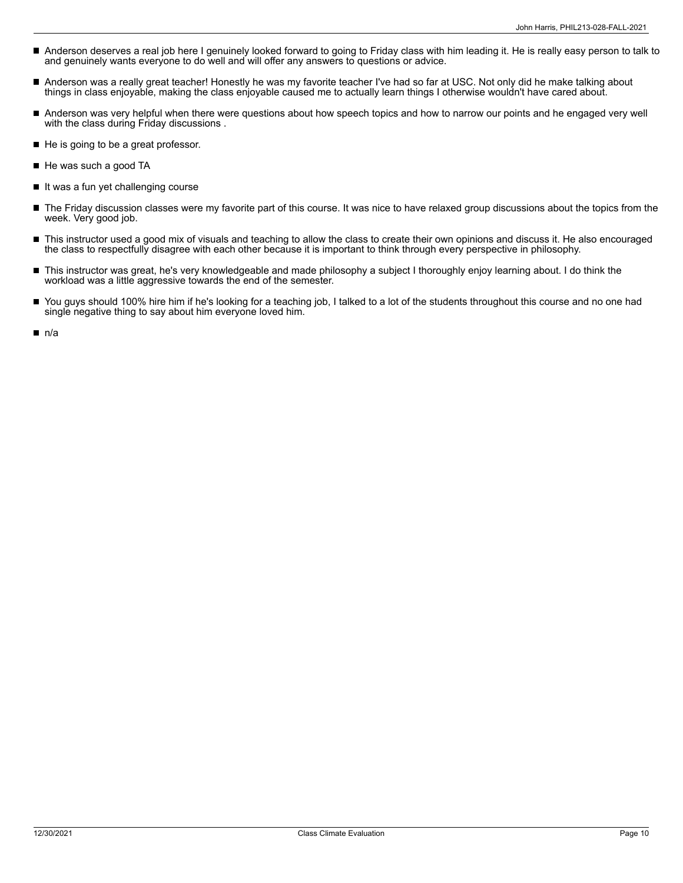- Anderson deserves a real job here I genuinely looked forward to going to Friday class with him leading it. He is really easy person to talk to and genuinely wants everyone to do well and will offer any answers to questions or advice.
- Anderson was a really great teacher! Honestly he was my favorite teacher I've had so far at USC. Not only did he make talking about things in class enjoyable, making the class enjoyable caused me to actually learn things I otherwise wouldn't have cared about.
- Anderson was very helpful when there were questions about how speech topics and how to narrow our points and he engaged very well with the class during Friday discussions .
- He is going to be a great professor.
- He was such a good TA
- It was a fun yet challenging course
- The Friday discussion classes were my favorite part of this course. It was nice to have relaxed group discussions about the topics from the week. Very good job.
- This instructor used a good mix of visuals and teaching to allow the class to create their own opinions and discuss it. He also encouraged the class to respectfully disagree with each other because it is important to think through every perspective in philosophy.
- This instructor was great, he's very knowledgeable and made philosophy a subject I thoroughly enjoy learning about. I do think the workload was a little aggressive towards the end of the semester.
- You guys should 100% hire him if he's looking for a teaching job, I talked to a lot of the students throughout this course and no one had single negative thing to say about him everyone loved him.
- n/a